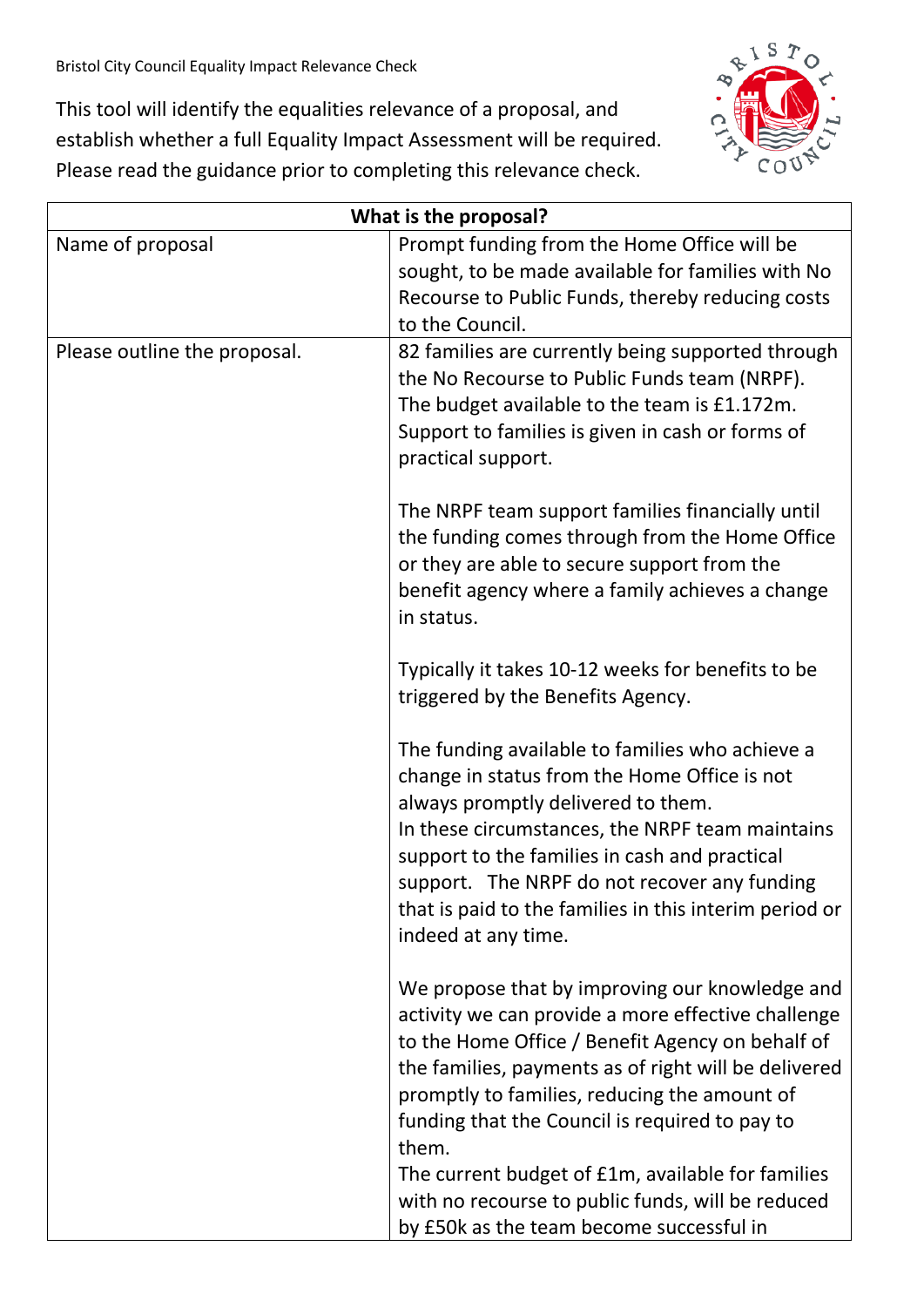Bristol City Council Equality Impact Relevance Check

This tool will identify the equalities relevance of a proposal, and establish whether a full Equality Impact Assessment will be required. Please read the guidance prior to completing this relevance check.

| What is the proposal? | |
|---|---|
| Name of proposal | Prompt funding from the Home Office will be sought, to be made available for families with No Recourse to Public Funds, thereby reducing costs to the Council. |
| Please outline the proposal. | 82 families are currently being supported through the No Recourse to Public Funds team (NRPF). The budget available to the team is £1.172m. Support to families is given in cash or forms of practical support.<br><br>The NRPF team support families financially until the funding comes through from the Home Office or they are able to secure support from the benefit agency where a family achieves a change in status.<br><br>Typically it takes 10-12 weeks for benefits to be triggered by the Benefits Agency.<br><br>The funding available to families who achieve a change in status from the Home Office is not always promptly delivered to them.<br>In these circumstances, the NRPF team maintains support to the families in cash and practical support. The NRPF do not recover any funding that is paid to the families in this interim period or indeed at any time.<br><br>We propose that by improving our knowledge and activity we can provide a more effective challenge to the Home Office / Benefit Agency on behalf of the families, payments as of right will be delivered promptly to families, reducing the amount of funding that the Council is required to pay to them.<br>The current budget of £1m, available for families with no recourse to public funds, will be reduced by £50k as the team become successful in |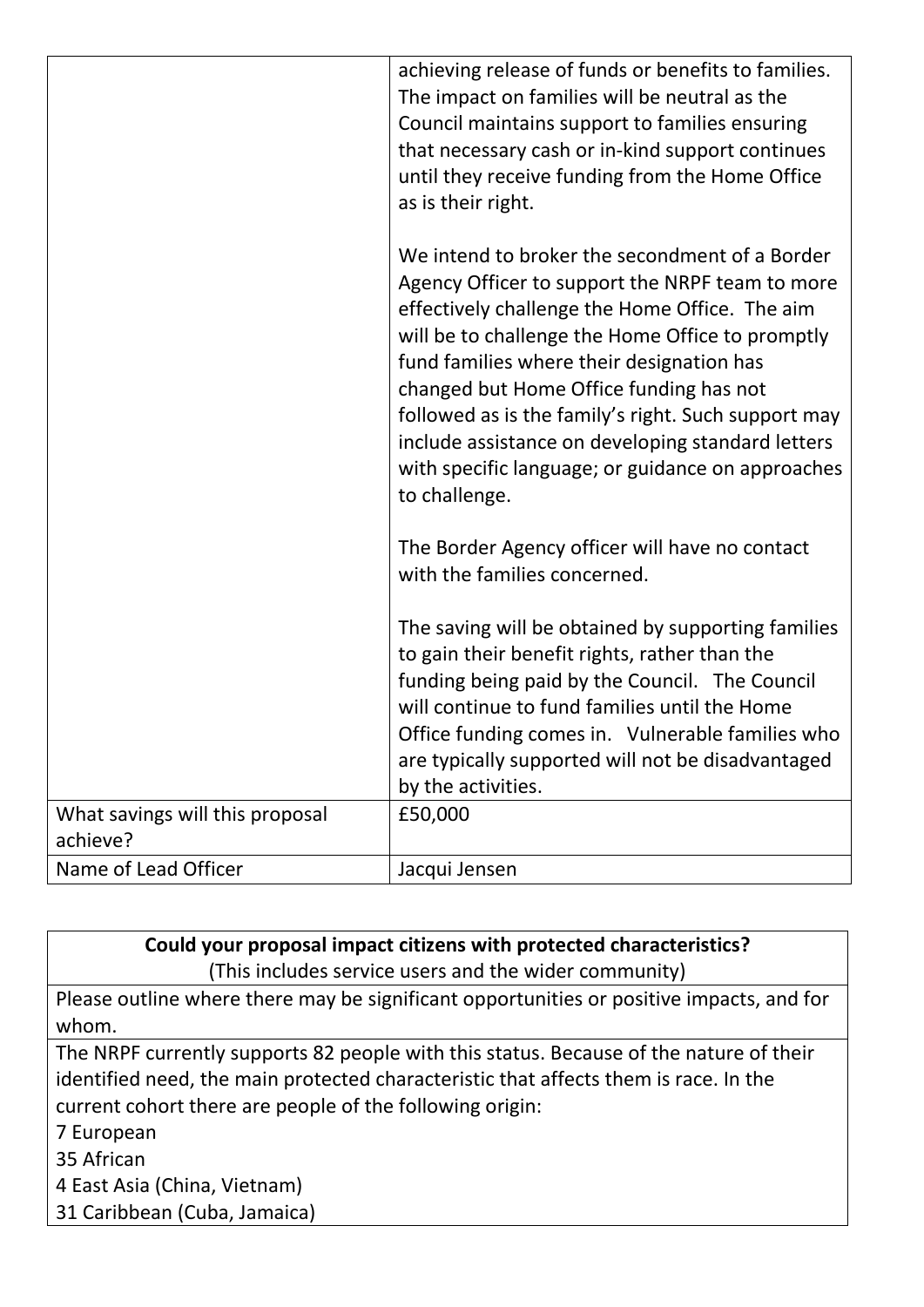| | |
|---|---|
| | achieving release of funds or benefits to families. The impact on families will be neutral as the Council maintains support to families ensuring that necessary cash or in-kind support continues until they receive funding from the Home Office as is their right.<br><br>We intend to broker the secondment of a Border Agency Officer to support the NRPF team to more effectively challenge the Home Office. The aim will be to challenge the Home Office to promptly fund families where their designation has changed but Home Office funding has not followed as is the family's right. Such support may include assistance on developing standard letters with specific language; or guidance on approaches to challenge.<br><br>The Border Agency officer will have no contact with the families concerned.<br><br>The saving will be obtained by supporting families to gain their benefit rights, rather than the funding being paid by the Council. The Council will continue to fund families until the Home Office funding comes in. Vulnerable families who are typically supported will not be disadvantaged by the activities. |
| What savings will this proposal achieve? | £50,000 |
| Name of Lead Officer | Jacqui Jensen |

| **Could your proposal impact citizens with protected characteristics?**<br>(This includes service users and the wider community) |
|---|
| Please outline where there may be significant opportunities or positive impacts, and for whom. |
| The NRPF currently supports 82 people with this status. Because of the nature of their identified need, the main protected characteristic that affects them is race. In the current cohort there are people of the following origin:<br>7 European<br>35 African<br>4 East Asia (China, Vietnam)<br>31 Caribbean (Cuba, Jamaica) |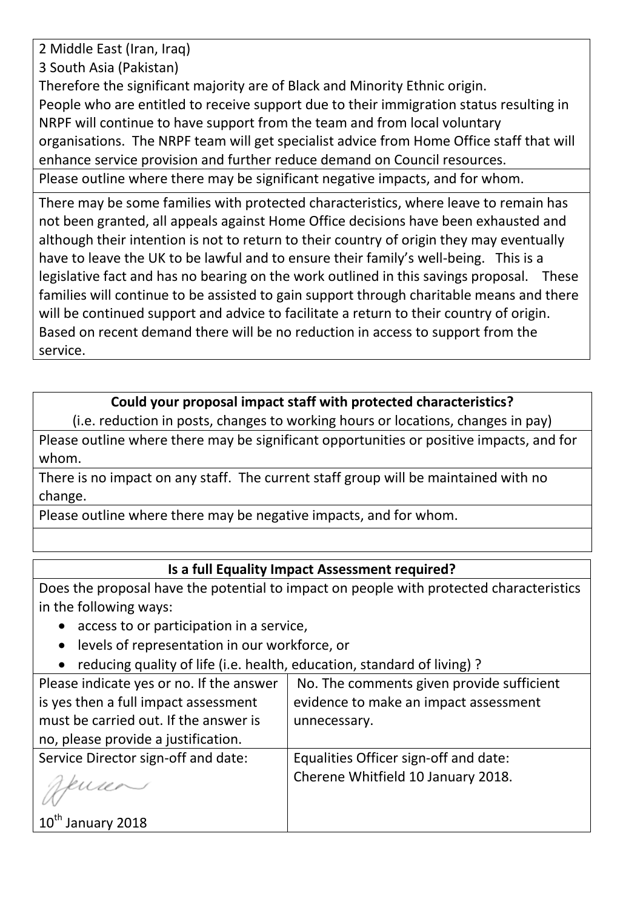2 Middle East (Iran, Iraq)

3 South Asia (Pakistan)

Therefore the significant majority are of Black and Minority Ethnic origin.

People who are entitled to receive support due to their immigration status resulting in NRPF will continue to have support from the team and from local voluntary organisations. The NRPF team will get specialist advice from Home Office staff that will enhance service provision and further reduce demand on Council resources.

Please outline where there may be significant negative impacts, and for whom.

There may be some families with protected characteristics, where leave to remain has not been granted, all appeals against Home Office decisions have been exhausted and although their intention is not to return to their country of origin they may eventually have to leave the UK to be lawful and to ensure their family's well-being. This is a legislative fact and has no bearing on the work outlined in this savings proposal. These families will continue to be assisted to gain support through charitable means and there will be continued support and advice to facilitate a return to their country of origin. Based on recent demand there will be no reduction in access to support from the service.

**Could your proposal impact staff with protected characteristics?**

(i.e. reduction in posts, changes to working hours or locations, changes in pay)

Please outline where there may be significant opportunities or positive impacts, and for whom.

There is no impact on any staff. The current staff group will be maintained with no change.

Please outline where there may be negative impacts, and for whom.

**Is a full Equality Impact Assessment required?**

Does the proposal have the potential to impact on people with protected characteristics in the following ways:

- access to or participation in a service,
- levels of representation in our workforce, or
- reducing quality of life (i.e. health, education, standard of living) ?

| | |
|---|---|
| Please indicate yes or no. If the answer is yes then a full impact assessment must be carried out. If the answer is no, please provide a justification. | No. The comments given provide sufficient evidence to make an impact assessment unnecessary. |
| Service Director sign-off and date: 10th January 2018 | Equalities Officer sign-off and date: Cherene Whitfield 10 January 2018. |